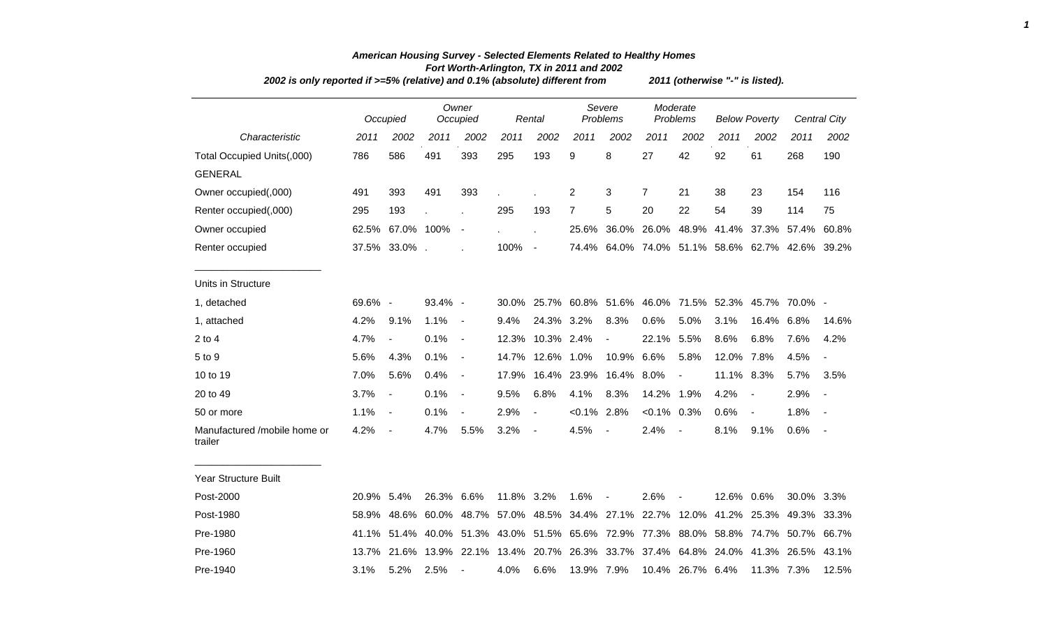# American Housing Survey - Selected Elements Related to Healthy Homes

## Fort Worth-Arlington, TX in 2011 and 2002

*2002 is only reported if >=5% (relative) and 0.1% (absolute) different from 2011 (otherwise "-" is listed).*

| Characteristic | Occupied | | Owner Occupied | | Rental | | Severe Problems | | Moderate Problems | | Below Poverty | | Central City | |
|---|---|---|---|---|---|---|---|---|---|---|---|---|---|---|
| | 2011 | 2002 | 2011 | 2002 | 2011 | 2002 | 2011 | 2002 | 2011 | 2002 | 2011 | 2002 | 2011 | 2002 |
| Total Occupied Units(,000) | 786 | 586 | 491 | 393 | 295 | 193 | 9 | 8 | 27 | 42 | 92 | 61 | 268 | 190 |
| GENERAL | | | | | | | | | | | | | | |
| Owner occupied(,000) | 491 | 393 | 491 | 393 | . | . | 2 | 3 | 7 | 21 | 38 | 23 | 154 | 116 |
| Renter occupied(,000) | 295 | 193 | . | . | 295 | 193 | 7 | 5 | 20 | 22 | 54 | 39 | 114 | 75 |
| Owner occupied | 62.5% | 67.0% | 100% | - | . | . | 25.6% | 36.0% | 26.0% | 48.9% | 41.4% | 37.3% | 57.4% | 60.8% |
| Renter occupied | 37.5% | 33.0% | . | . | 100% | - | 74.4% | 64.0% | 74.0% | 51.1% | 58.6% | 62.7% | 42.6% | 39.2% |
| Units in Structure | | | | | | | | | | | | | | |
| 1, detached | 69.6% | - | 93.4% | - | 30.0% | 25.7% | 60.8% | 51.6% | 46.0% | 71.5% | 52.3% | 45.7% | 70.0% | - |
| 1, attached | 4.2% | 9.1% | 1.1% | - | 9.4% | 24.3% | 3.2% | 8.3% | 0.6% | 5.0% | 3.1% | 16.4% | 6.8% | 14.6% |
| 2 to 4 | 4.7% | - | 0.1% | - | 12.3% | 10.3% | 2.4% | - | 22.1% | 5.5% | 8.6% | 6.8% | 7.6% | 4.2% |
| 5 to 9 | 5.6% | 4.3% | 0.1% | - | 14.7% | 12.6% | 1.0% | 10.9% | 6.6% | 5.8% | 12.0% | 7.8% | 4.5% | - |
| 10 to 19 | 7.0% | 5.6% | 0.4% | - | 17.9% | 16.4% | 23.9% | 16.4% | 8.0% | - | 11.1% | 8.3% | 5.7% | 3.5% |
| 20 to 49 | 3.7% | - | 0.1% | - | 9.5% | 6.8% | 4.1% | 8.3% | 14.2% | 1.9% | 4.2% | - | 2.9% | - |
| 50 or more | 1.1% | - | 0.1% | - | 2.9% | - | <0.1% | 2.8% | <0.1% | 0.3% | 0.6% | - | 1.8% | - |
| Manufactured /mobile home or trailer | 4.2% | - | 4.7% | 5.5% | 3.2% | - | 4.5% | - | 2.4% | - | 8.1% | 9.1% | 0.6% | - |
| Year Structure Built | | | | | | | | | | | | | | |
| Post-2000 | 20.9% | 5.4% | 26.3% | 6.6% | 11.8% | 3.2% | 1.6% | - | 2.6% | - | 12.6% | 0.6% | 30.0% | 3.3% |
| Post-1980 | 58.9% | 48.6% | 60.0% | 48.7% | 57.0% | 48.5% | 34.4% | 27.1% | 22.7% | 12.0% | 41.2% | 25.3% | 49.3% | 33.3% |
| Pre-1980 | 41.1% | 51.4% | 40.0% | 51.3% | 43.0% | 51.5% | 65.6% | 72.9% | 77.3% | 88.0% | 58.8% | 74.7% | 50.7% | 66.7% |
| Pre-1960 | 13.7% | 21.6% | 13.9% | 22.1% | 13.4% | 20.7% | 26.3% | 33.7% | 37.4% | 64.8% | 24.0% | 41.3% | 26.5% | 43.1% |
| Pre-1940 | 3.1% | 5.2% | 2.5% | - | 4.0% | 6.6% | 13.9% | 7.9% | 10.4% | 26.7% | 6.4% | 11.3% | 7.3% | 12.5% |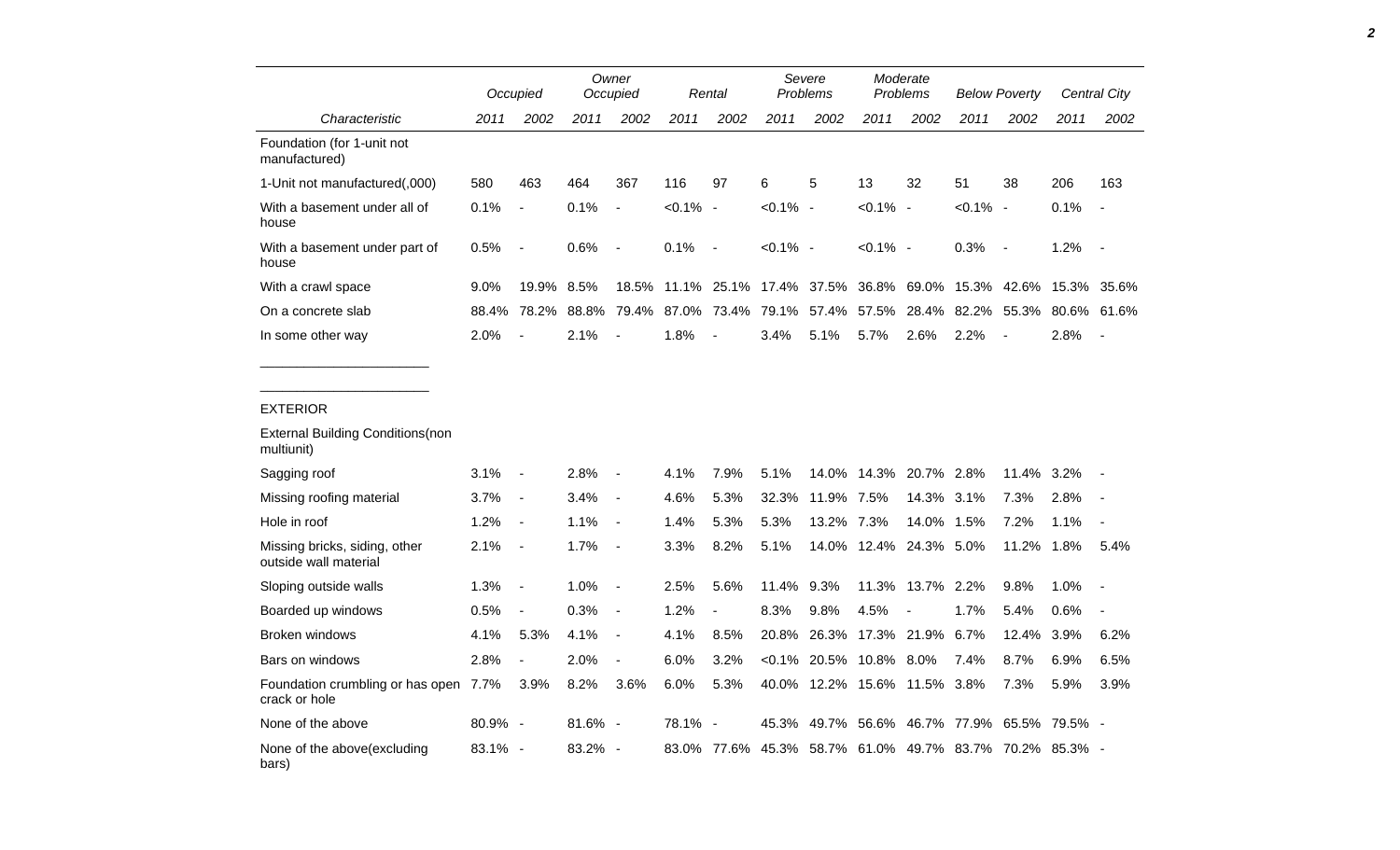| Characteristic | Occupied | | Owner Occupied | | Rental | | Severe Problems | | Moderate Problems | | Below Poverty | | Central City | |
|---|---|---|---|---|---|---|---|---|---|---|---|---|---|---|
| | 2011 | 2002 | 2011 | 2002 | 2011 | 2002 | 2011 | 2002 | 2011 | 2002 | 2011 | 2002 | 2011 | 2002 |
| Foundation (for 1-unit not manufactured) | | | | | | | | | | | | | | |
| 1-Unit not manufactured(,000) | 580 | 463 | 464 | 367 | 116 | 97 | 6 | 5 | 13 | 32 | 51 | 38 | 206 | 163 |
| With a basement under all of house | 0.1% | - | 0.1% | - | <0.1% | - | <0.1% | - | <0.1% | - | <0.1% | - | 0.1% | - |
| With a basement under part of house | 0.5% | - | 0.6% | - | 0.1% | - | <0.1% | - | <0.1% | - | 0.3% | - | 1.2% | - |
| With a crawl space | 9.0% | 19.9% | 8.5% | 18.5% | 11.1% | 25.1% | 17.4% | 37.5% | 36.8% | 69.0% | 15.3% | 42.6% | 15.3% | 35.6% |
| On a concrete slab | 88.4% | 78.2% | 88.8% | 79.4% | 87.0% | 73.4% | 79.1% | 57.4% | 57.5% | 28.4% | 82.2% | 55.3% | 80.6% | 61.6% |
| In some other way | 2.0% | - | 2.1% | - | 1.8% | - | 3.4% | 5.1% | 5.7% | 2.6% | 2.2% | - | 2.8% | - |
| EXTERIOR | | | | | | | | | | | | | | |
| External Building Conditions(non multiunit) | | | | | | | | | | | | | | |
| Sagging roof | 3.1% | - | 2.8% | - | 4.1% | 7.9% | 5.1% | 14.0% | 14.3% | 20.7% | 2.8% | 11.4% | 3.2% | - |
| Missing roofing material | 3.7% | - | 3.4% | - | 4.6% | 5.3% | 32.3% | 11.9% | 7.5% | 14.3% | 3.1% | 7.3% | 2.8% | - |
| Hole in roof | 1.2% | - | 1.1% | - | 1.4% | 5.3% | 5.3% | 13.2% | 7.3% | 14.0% | 1.5% | 7.2% | 1.1% | - |
| Missing bricks, siding, other outside wall material | 2.1% | - | 1.7% | - | 3.3% | 8.2% | 5.1% | 14.0% | 12.4% | 24.3% | 5.0% | 11.2% | 1.8% | 5.4% |
| Sloping outside walls | 1.3% | - | 1.0% | - | 2.5% | 5.6% | 11.4% | 9.3% | 11.3% | 13.7% | 2.2% | 9.8% | 1.0% | - |
| Boarded up windows | 0.5% | - | 0.3% | - | 1.2% | - | 8.3% | 9.8% | 4.5% | - | 1.7% | 5.4% | 0.6% | - |
| Broken windows | 4.1% | 5.3% | 4.1% | - | 4.1% | 8.5% | 20.8% | 26.3% | 17.3% | 21.9% | 6.7% | 12.4% | 3.9% | 6.2% |
| Bars on windows | 2.8% | - | 2.0% | - | 6.0% | 3.2% | <0.1% | 20.5% | 10.8% | 8.0% | 7.4% | 8.7% | 6.9% | 6.5% |
| Foundation crumbling or has open crack or hole | 7.7% | 3.9% | 8.2% | 3.6% | 6.0% | 5.3% | 40.0% | 12.2% | 15.6% | 11.5% | 3.8% | 7.3% | 5.9% | 3.9% |
| None of the above | 80.9% | - | 81.6% | - | 78.1% | - | 45.3% | 49.7% | 56.6% | 46.7% | 77.9% | 65.5% | 79.5% | - |
| None of the above(excluding bars) | 83.1% | - | 83.2% | - | 83.0% | 77.6% | 45.3% | 58.7% | 61.0% | 49.7% | 83.7% | 70.2% | 85.3% | - |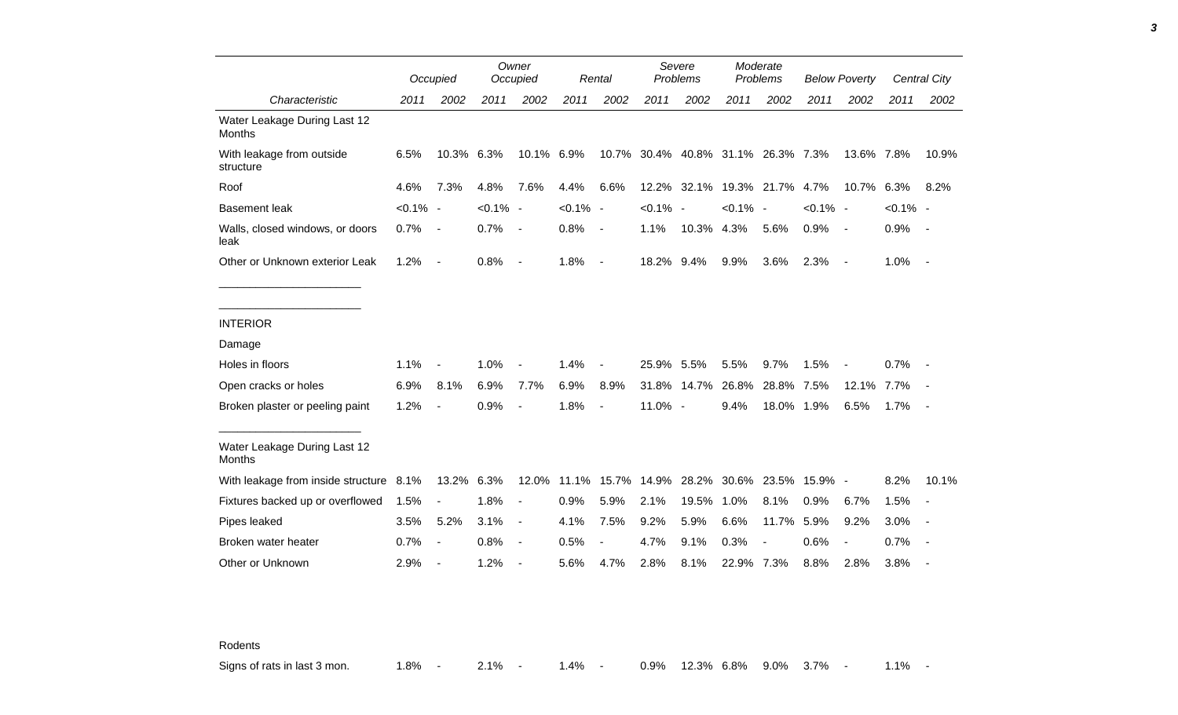| Characteristic | Occupied | | Owner Occupied | | Rental | | Severe Problems | | Moderate Problems | | Below Poverty | | Central City | |
|---|---|---|---|---|---|---|---|---|---|---|---|---|---|---|
| | 2011 | 2002 | 2011 | 2002 | 2011 | 2002 | 2011 | 2002 | 2011 | 2002 | 2011 | 2002 | 2011 | 2002 |
| Water Leakage During Last 12 Months | | | | | | | | | | | | | | |
| With leakage from outside structure | 6.5% | 10.3% | 6.3% | 10.1% | 6.9% | 10.7% | 30.4% | 40.8% | 31.1% | 26.3% | 7.3% | 13.6% | 7.8% | 10.9% |
| Roof | 4.6% | 7.3% | 4.8% | 7.6% | 4.4% | 6.6% | 12.2% | 32.1% | 19.3% | 21.7% | 4.7% | 10.7% | 6.3% | 8.2% |
| Basement leak | <0.1% | - | <0.1% | - | <0.1% | - | <0.1% | - | <0.1% | - | <0.1% | - | <0.1% | - |
| Walls, closed windows, or doors leak | 0.7% | - | 0.7% | - | 0.8% | - | 1.1% | 10.3% | 4.3% | 5.6% | 0.9% | - | 0.9% | - |
| Other or Unknown exterior Leak | 1.2% | - | 0.8% | - | 1.8% | - | 18.2% | 9.4% | 9.9% | 3.6% | 2.3% | - | 1.0% | - |
| INTERIOR | | | | | | | | | | | | | | |
| Damage | | | | | | | | | | | | | | |
| Holes in floors | 1.1% | - | 1.0% | - | 1.4% | - | 25.9% | 5.5% | 5.5% | 9.7% | 1.5% | - | 0.7% | - |
| Open cracks or holes | 6.9% | 8.1% | 6.9% | 7.7% | 6.9% | 8.9% | 31.8% | 14.7% | 26.8% | 28.8% | 7.5% | 12.1% | 7.7% | - |
| Broken plaster or peeling paint | 1.2% | - | 0.9% | - | 1.8% | - | 11.0% | - | 9.4% | 18.0% | 1.9% | 6.5% | 1.7% | - |
| Water Leakage During Last 12 Months | | | | | | | | | | | | | | |
| With leakage from inside structure | 8.1% | 13.2% | 6.3% | 12.0% | 11.1% | 15.7% | 14.9% | 28.2% | 30.6% | 23.5% | 15.9% | - | 8.2% | 10.1% |
| Fixtures backed up or overflowed | 1.5% | - | 1.8% | - | 0.9% | 5.9% | 2.1% | 19.5% | 1.0% | 8.1% | 0.9% | 6.7% | 1.5% | - |
| Pipes leaked | 3.5% | 5.2% | 3.1% | - | 4.1% | 7.5% | 9.2% | 5.9% | 6.6% | 11.7% | 5.9% | 9.2% | 3.0% | - |
| Broken water heater | 0.7% | - | 0.8% | - | 0.5% | - | 4.7% | 9.1% | 0.3% | - | 0.6% | - | 0.7% | - |
| Other or Unknown | 2.9% | - | 1.2% | - | 5.6% | 4.7% | 2.8% | 8.1% | 22.9% | 7.3% | 8.8% | 2.8% | 3.8% | - |
| Rodents | | | | | | | | | | | | | | |
| Signs of rats in last 3 mon. | 1.8% | - | 2.1% | - | 1.4% | - | 0.9% | 12.3% | 6.8% | 9.0% | 3.7% | - | 1.1% | - |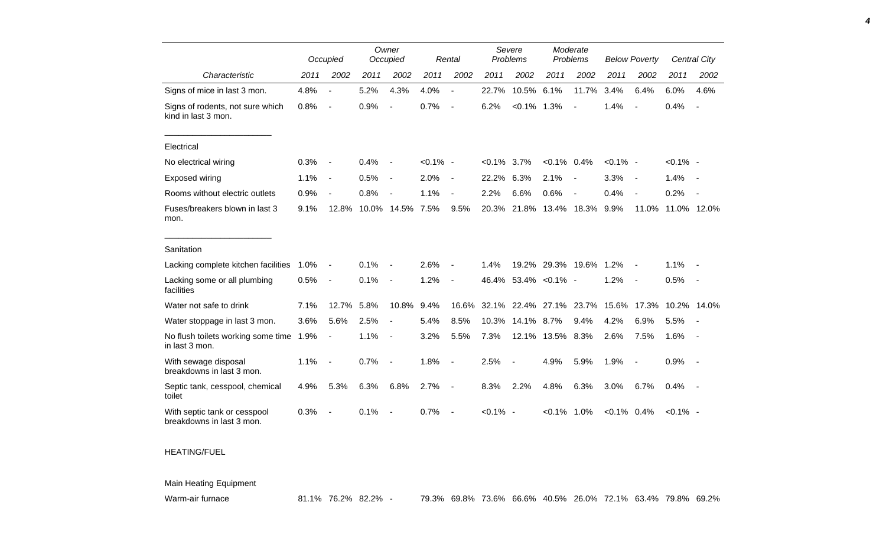| Characteristic | Occupied | | Owner Occupied | | Rental | | Severe Problems | | Moderate Problems | | Below Poverty | | Central City | |
|---|---|---|---|---|---|---|---|---|---|---|---|---|---|---|
| | 2011 | 2002 | 2011 | 2002 | 2011 | 2002 | 2011 | 2002 | 2011 | 2002 | 2011 | 2002 | 2011 | 2002 |
| Signs of mice in last 3 mon. | 4.8% | - | 5.2% | 4.3% | 4.0% | - | 22.7% | 10.5% | 6.1% | 11.7% | 3.4% | 6.4% | 6.0% | 4.6% |
| Signs of rodents, not sure which kind in last 3 mon. | 0.8% | - | 0.9% | - | 0.7% | - | 6.2% | <0.1% | 1.3% | - | 1.4% | - | 0.4% | - |
| Electrical | | | | | | | | | | | | | | |
| No electrical wiring | 0.3% | - | 0.4% | - | <0.1% | - | <0.1% | 3.7% | <0.1% | 0.4% | <0.1% | - | <0.1% | - |
| Exposed wiring | 1.1% | - | 0.5% | - | 2.0% | - | 22.2% | 6.3% | 2.1% | - | 3.3% | - | 1.4% | - |
| Rooms without electric outlets | 0.9% | - | 0.8% | - | 1.1% | - | 2.2% | 6.6% | 0.6% | - | 0.4% | - | 0.2% | - |
| Fuses/breakers blown in last 3 mon. | 9.1% | 12.8% | 10.0% | 14.5% | 7.5% | 9.5% | 20.3% | 21.8% | 13.4% | 18.3% | 9.9% | 11.0% | 11.0% | 12.0% |
| Sanitation | | | | | | | | | | | | | | |
| Lacking complete kitchen facilities | 1.0% | - | 0.1% | - | 2.6% | - | 1.4% | 19.2% | 29.3% | 19.6% | 1.2% | - | 1.1% | - |
| Lacking some or all plumbing facilities | 0.5% | - | 0.1% | - | 1.2% | - | 46.4% | 53.4% | <0.1% | - | 1.2% | - | 0.5% | - |
| Water not safe to drink | 7.1% | 12.7% | 5.8% | 10.8% | 9.4% | 16.6% | 32.1% | 22.4% | 27.1% | 23.7% | 15.6% | 17.3% | 10.2% | 14.0% |
| Water stoppage in last 3 mon. | 3.6% | 5.6% | 2.5% | - | 5.4% | 8.5% | 10.3% | 14.1% | 8.7% | 9.4% | 4.2% | 6.9% | 5.5% | - |
| No flush toilets working some time in last 3 mon. | 1.9% | - | 1.1% | - | 3.2% | 5.5% | 7.3% | 12.1% | 13.5% | 8.3% | 2.6% | 7.5% | 1.6% | - |
| With sewage disposal breakdowns in last 3 mon. | 1.1% | - | 0.7% | - | 1.8% | - | 2.5% | - | 4.9% | 5.9% | 1.9% | - | 0.9% | - |
| Septic tank, cesspool, chemical toilet | 4.9% | 5.3% | 6.3% | 6.8% | 2.7% | - | 8.3% | 2.2% | 4.8% | 6.3% | 3.0% | 6.7% | 0.4% | - |
| With septic tank or cesspool breakdowns in last 3 mon. | 0.3% | - | 0.1% | - | 0.7% | - | <0.1% | - | <0.1% | 1.0% | <0.1% | 0.4% | <0.1% | - |
| HEATING/FUEL | | | | | | | | | | | | | | |
| Main Heating Equipment | | | | | | | | | | | | | | |
| Warm-air furnace | 81.1% | 76.2% | 82.2% | - | 79.3% | 69.8% | 73.6% | 66.6% | 40.5% | 26.0% | 72.1% | 63.4% | 79.8% | 69.2% |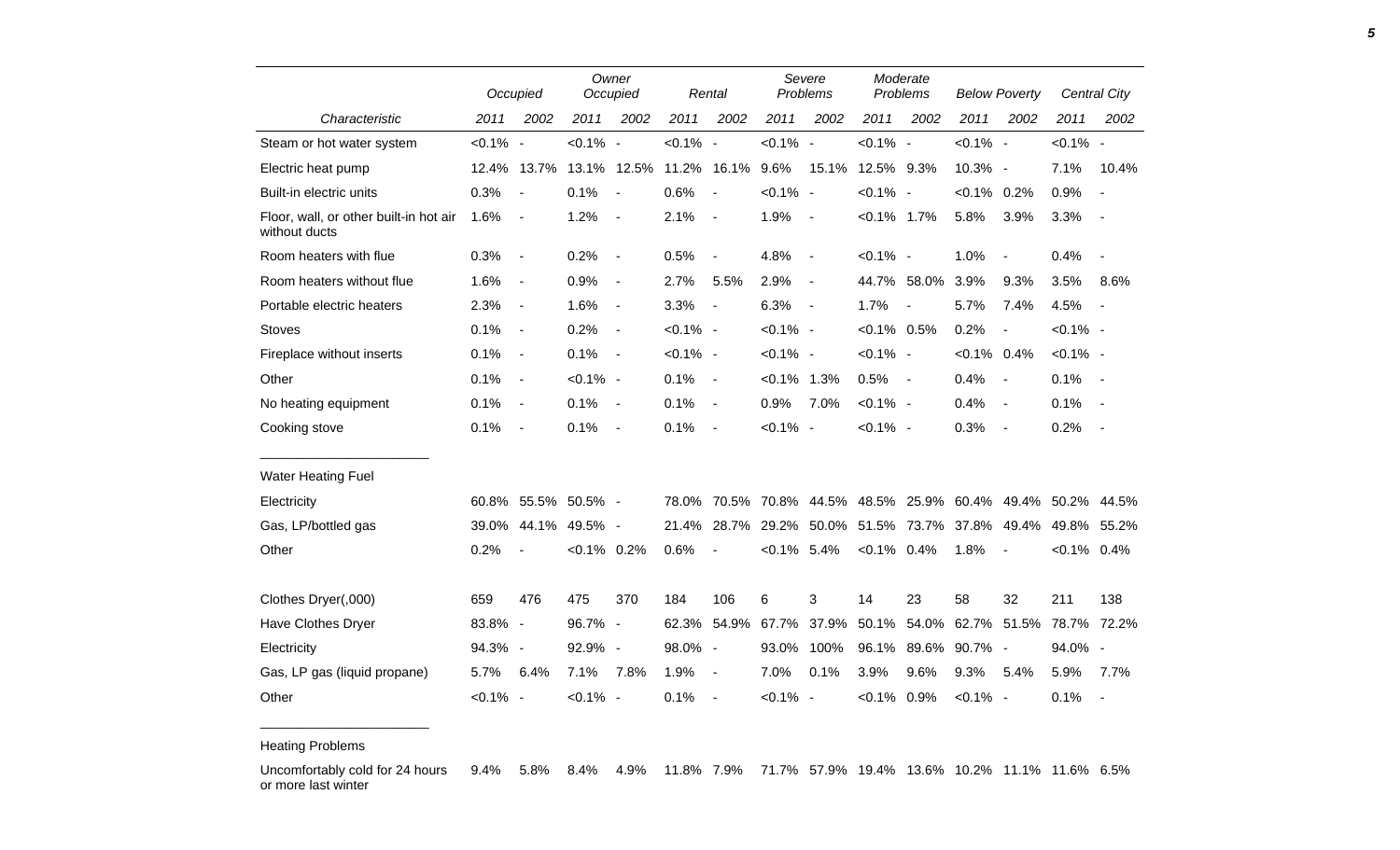| Characteristic | Occupied | | Owner Occupied | | Rental | | Severe Problems | | Moderate Problems | | Below Poverty | | Central City | |
|---|---|---|---|---|---|---|---|---|---|---|---|---|---|---|
| | 2011 | 2002 | 2011 | 2002 | 2011 | 2002 | 2011 | 2002 | 2011 | 2002 | 2011 | 2002 | 2011 | 2002 |
| Steam or hot water system | <0.1% | - | <0.1% | - | <0.1% | - | <0.1% | - | <0.1% | - | <0.1% | - | <0.1% | - |
| Electric heat pump | 12.4% | 13.7% | 13.1% | 12.5% | 11.2% | 16.1% | 9.6% | 15.1% | 12.5% | 9.3% | 10.3% | - | 7.1% | 10.4% |
| Built-in electric units | 0.3% | - | 0.1% | - | 0.6% | - | <0.1% | - | <0.1% | - | <0.1% | 0.2% | 0.9% | - |
| Floor, wall, or other built-in hot air without ducts | 1.6% | - | 1.2% | - | 2.1% | - | 1.9% | - | <0.1% | 1.7% | 5.8% | 3.9% | 3.3% | - |
| Room heaters with flue | 0.3% | - | 0.2% | - | 0.5% | - | 4.8% | - | <0.1% | - | 1.0% | - | 0.4% | - |
| Room heaters without flue | 1.6% | - | 0.9% | - | 2.7% | 5.5% | 2.9% | - | 44.7% | 58.0% | 3.9% | 9.3% | 3.5% | 8.6% |
| Portable electric heaters | 2.3% | - | 1.6% | - | 3.3% | - | 6.3% | - | 1.7% | - | 5.7% | 7.4% | 4.5% | - |
| Stoves | 0.1% | - | 0.2% | - | <0.1% | - | <0.1% | - | <0.1% | 0.5% | 0.2% | - | <0.1% | - |
| Fireplace without inserts | 0.1% | - | 0.1% | - | <0.1% | - | <0.1% | - | <0.1% | - | <0.1% | 0.4% | <0.1% | - |
| Other | 0.1% | - | <0.1% | - | 0.1% | - | <0.1% | 1.3% | 0.5% | - | 0.4% | - | 0.1% | - |
| No heating equipment | 0.1% | - | 0.1% | - | 0.1% | - | 0.9% | 7.0% | <0.1% | - | 0.4% | - | 0.1% | - |
| Cooking stove | 0.1% | - | 0.1% | - | 0.1% | - | <0.1% | - | <0.1% | - | 0.3% | - | 0.2% | - |
| **Water Heating Fuel** | | | | | | | | | | | | | | |
| Electricity | 60.8% | 55.5% | 50.5% | - | 78.0% | 70.5% | 70.8% | 44.5% | 48.5% | 25.9% | 60.4% | 49.4% | 50.2% | 44.5% |
| Gas, LP/bottled gas | 39.0% | 44.1% | 49.5% | - | 21.4% | 28.7% | 29.2% | 50.0% | 51.5% | 73.7% | 37.8% | 49.4% | 49.8% | 55.2% |
| Other | 0.2% | - | <0.1% | 0.2% | 0.6% | - | <0.1% | 5.4% | <0.1% | 0.4% | 1.8% | - | <0.1% | 0.4% |
| Clothes Dryer(,000) | 659 | 476 | 475 | 370 | 184 | 106 | 6 | 3 | 14 | 23 | 58 | 32 | 211 | 138 |
| Have Clothes Dryer | 83.8% | - | 96.7% | - | 62.3% | 54.9% | 67.7% | 37.9% | 50.1% | 54.0% | 62.7% | 51.5% | 78.7% | 72.2% |
| Electricity | 94.3% | - | 92.9% | - | 98.0% | - | 93.0% | 100% | 96.1% | 89.6% | 90.7% | - | 94.0% | - |
| Gas, LP gas (liquid propane) | 5.7% | 6.4% | 7.1% | 7.8% | 1.9% | - | 7.0% | 0.1% | 3.9% | 9.6% | 9.3% | 5.4% | 5.9% | 7.7% |
| Other | <0.1% | - | <0.1% | - | 0.1% | - | <0.1% | - | <0.1% | 0.9% | <0.1% | - | 0.1% | - |
| **Heating Problems** | | | | | | | | | | | | | | |
| Uncomfortably cold for 24 hours or more last winter | 9.4% | 5.8% | 8.4% | 4.9% | 11.8% | 7.9% | 71.7% | 57.9% | 19.4% | 13.6% | 10.2% | 11.1% | 11.6% | 6.5% |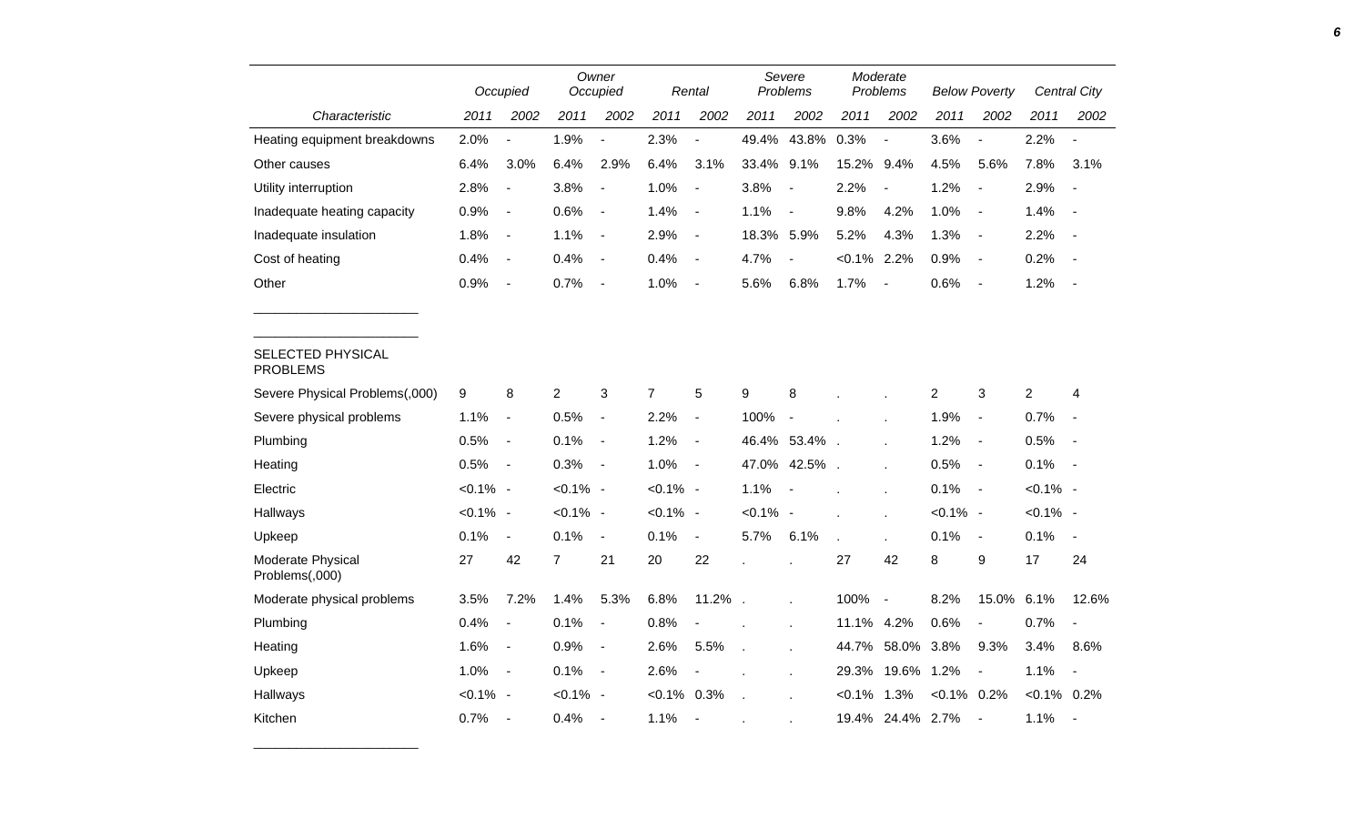| Characteristic | Occupied | | Owner Occupied | | Rental | | Severe Problems | | Moderate Problems | | Below Poverty | | Central City | |
|---|---|---|---|---|---|---|---|---|---|---|---|---|---|---|
| | 2011 | 2002 | 2011 | 2002 | 2011 | 2002 | 2011 | 2002 | 2011 | 2002 | 2011 | 2002 | 2011 | 2002 |
| Heating equipment breakdowns | 2.0% | - | 1.9% | - | 2.3% | - | 49.4% | 43.8% | 0.3% | - | 3.6% | - | 2.2% | - |
| Other causes | 6.4% | 3.0% | 6.4% | 2.9% | 6.4% | 3.1% | 33.4% | 9.1% | 15.2% | 9.4% | 4.5% | 5.6% | 7.8% | 3.1% |
| Utility interruption | 2.8% | - | 3.8% | - | 1.0% | - | 3.8% | - | 2.2% | - | 1.2% | - | 2.9% | - |
| Inadequate heating capacity | 0.9% | - | 0.6% | - | 1.4% | - | 1.1% | - | 9.8% | 4.2% | 1.0% | - | 1.4% | - |
| Inadequate insulation | 1.8% | - | 1.1% | - | 2.9% | - | 18.3% | 5.9% | 5.2% | 4.3% | 1.3% | - | 2.2% | - |
| Cost of heating | 0.4% | - | 0.4% | - | 0.4% | - | 4.7% | - | <0.1% | 2.2% | 0.9% | - | 0.2% | - |
| Other | 0.9% | - | 0.7% | - | 1.0% | - | 5.6% | 6.8% | 1.7% | - | 0.6% | - | 1.2% | - |
| SELECTED PHYSICAL PROBLEMS | | | | | | | | | | | | | | |
| Severe Physical Problems(,000) | 9 | 8 | 2 | 3 | 7 | 5 | 9 | 8 | . | . | 2 | 3 | 2 | 4 |
| Severe physical problems | 1.1% | - | 0.5% | - | 2.2% | - | 100% | - | . | . | 1.9% | - | 0.7% | - |
| Plumbing | 0.5% | - | 0.1% | - | 1.2% | - | 46.4% | 53.4% | . | . | 1.2% | - | 0.5% | - |
| Heating | 0.5% | - | 0.3% | - | 1.0% | - | 47.0% | 42.5% | . | . | 0.5% | - | 0.1% | - |
| Electric | <0.1% | - | <0.1% | - | <0.1% | - | 1.1% | - | . | . | 0.1% | - | <0.1% | - |
| Hallways | <0.1% | - | <0.1% | - | <0.1% | - | <0.1% | - | . | . | <0.1% | - | <0.1% | - |
| Upkeep | 0.1% | - | 0.1% | - | 0.1% | - | 5.7% | 6.1% | . | . | 0.1% | - | 0.1% | - |
| Moderate Physical Problems(,000) | 27 | 42 | 7 | 21 | 20 | 22 | . | . | 27 | 42 | 8 | 9 | 17 | 24 |
| Moderate physical problems | 3.5% | 7.2% | 1.4% | 5.3% | 6.8% | 11.2% | . | . | 100% | - | 8.2% | 15.0% | 6.1% | 12.6% |
| Plumbing | 0.4% | - | 0.1% | - | 0.8% | - | . | . | 11.1% | 4.2% | 0.6% | - | 0.7% | - |
| Heating | 1.6% | - | 0.9% | - | 2.6% | 5.5% | . | . | 44.7% | 58.0% | 3.8% | 9.3% | 3.4% | 8.6% |
| Upkeep | 1.0% | - | 0.1% | - | 2.6% | - | . | . | 29.3% | 19.6% | 1.2% | - | 1.1% | - |
| Hallways | <0.1% | - | <0.1% | - | <0.1% | 0.3% | . | . | <0.1% | 1.3% | <0.1% | 0.2% | <0.1% | 0.2% |
| Kitchen | 0.7% | - | 0.4% | - | 1.1% | - | . | . | 19.4% | 24.4% | 2.7% | - | 1.1% | - |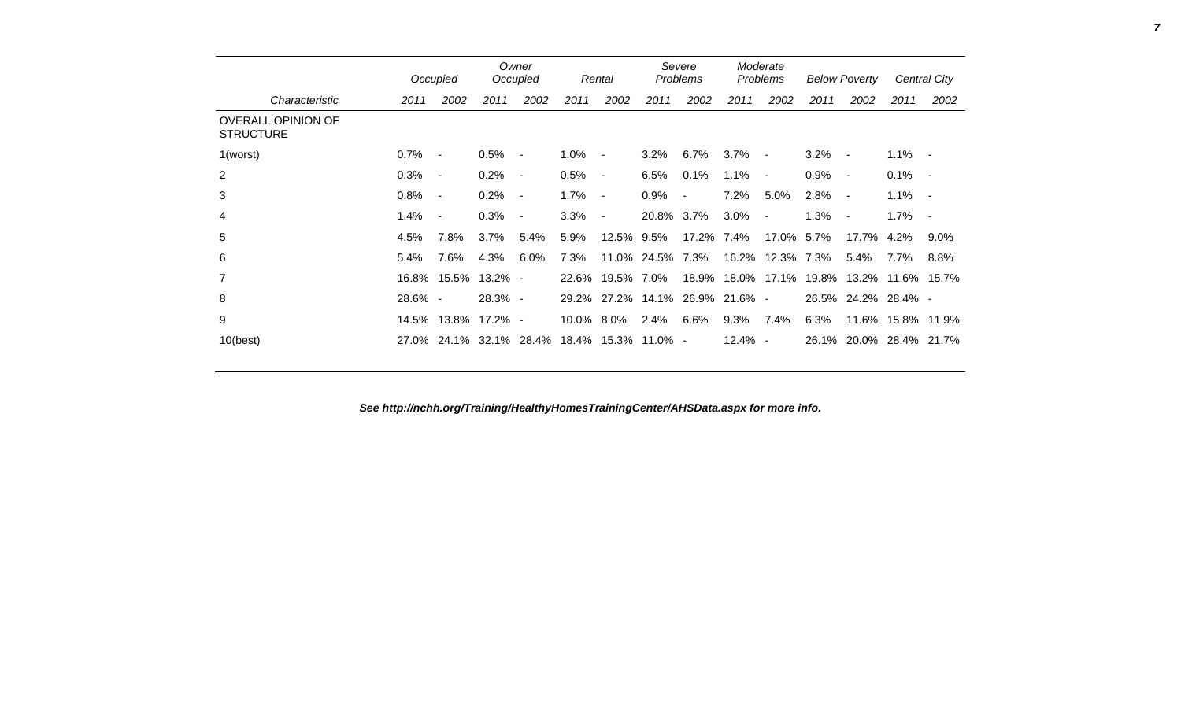| | Occupied | | Owner Occupied | | Rental | | Severe Problems | | Moderate Problems | | Below Poverty | | Central City | |
|---|---|---|---|---|---|---|---|---|---|---|---|---|---|---|
| Characteristic | 2011 | 2002 | 2011 | 2002 | 2011 | 2002 | 2011 | 2002 | 2011 | 2002 | 2011 | 2002 | 2011 | 2002 |
| OVERALL OPINION OF STRUCTURE | | | | | | | | | | | | | | |
| 1(worst) | 0.7% | - | 0.5% | - | 1.0% | - | 3.2% | 6.7% | 3.7% | - | 3.2% | - | 1.1% | - |
| 2 | 0.3% | - | 0.2% | - | 0.5% | - | 6.5% | 0.1% | 1.1% | - | 0.9% | - | 0.1% | - |
| 3 | 0.8% | - | 0.2% | - | 1.7% | - | 0.9% | - | 7.2% | 5.0% | 2.8% | - | 1.1% | - |
| 4 | 1.4% | - | 0.3% | - | 3.3% | - | 20.8% | 3.7% | 3.0% | - | 1.3% | - | 1.7% | - |
| 5 | 4.5% | 7.8% | 3.7% | 5.4% | 5.9% | 12.5% | 9.5% | 17.2% | 7.4% | 17.0% | 5.7% | 17.7% | 4.2% | 9.0% |
| 6 | 5.4% | 7.6% | 4.3% | 6.0% | 7.3% | 11.0% | 24.5% | 7.3% | 16.2% | 12.3% | 7.3% | 5.4% | 7.7% | 8.8% |
| 7 | 16.8% | 15.5% | 13.2% | - | 22.6% | 19.5% | 7.0% | 18.9% | 18.0% | 17.1% | 19.8% | 13.2% | 11.6% | 15.7% |
| 8 | 28.6% | - | 28.3% | - | 29.2% | 27.2% | 14.1% | 26.9% | 21.6% | - | 26.5% | 24.2% | 28.4% | - |
| 9 | 14.5% | 13.8% | 17.2% | - | 10.0% | 8.0% | 2.4% | 6.6% | 9.3% | 7.4% | 6.3% | 11.6% | 15.8% | 11.9% |
| 10(best) | 27.0% | 24.1% | 32.1% | 28.4% | 18.4% | 15.3% | 11.0% | - | 12.4% | - | 26.1% | 20.0% | 28.4% | 21.7% |

***See http://nchh.org/Training/HealthyHomesTrainingCenter/AHSData.aspx for more info.***